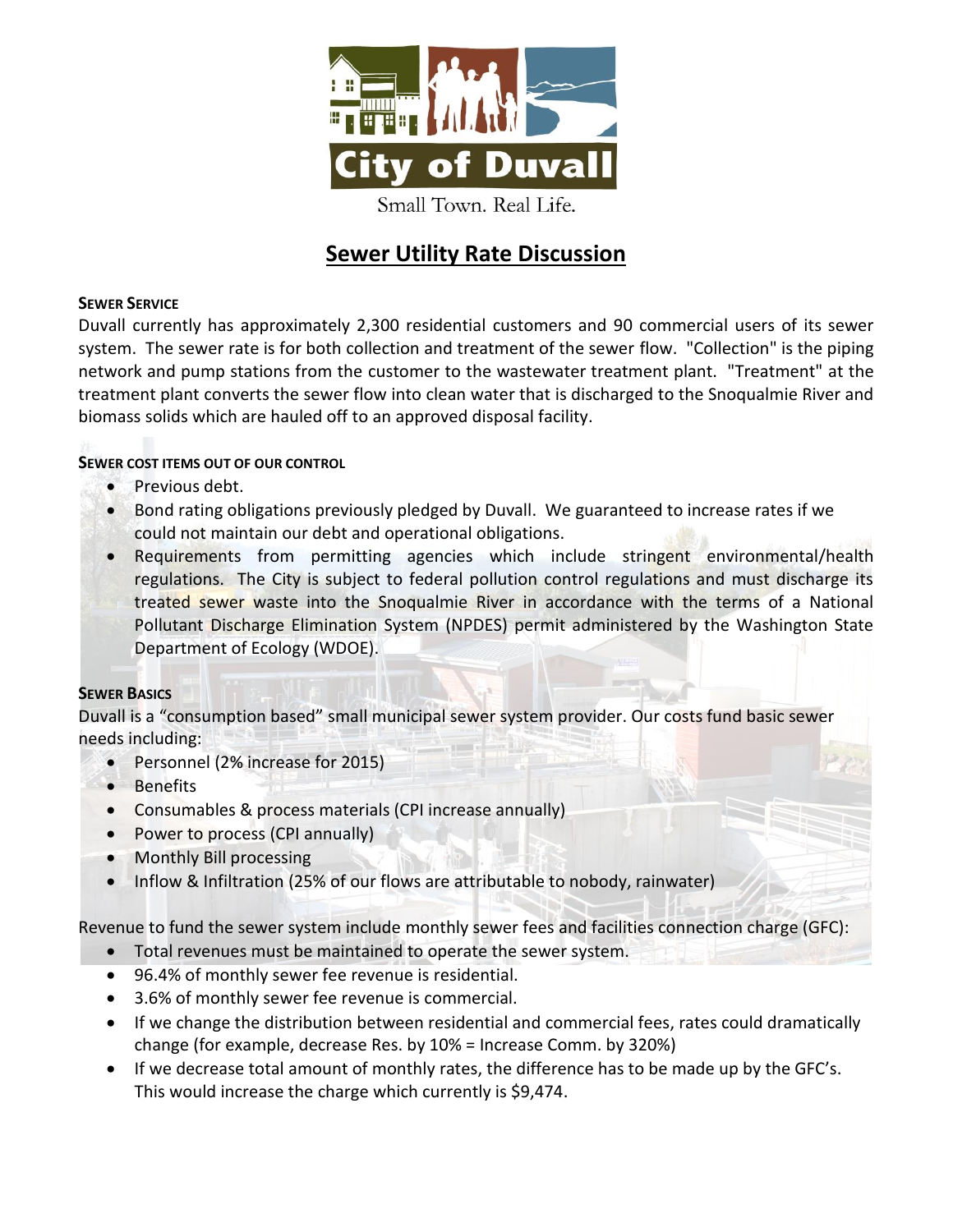City of Duvall

Small Town. Real Life.

# Sewer Utility Rate Discussion

### SEWER SERVICE

Duvall currently has approximately 2,300 residential customers and 90 commercial users of its sewer system. The sewer rate is for both collection and treatment of the sewer flow. "Collection" is the piping network and pump stations from the customer to the wastewater treatment plant. "Treatment" at the treatment plant converts the sewer flow into clean water that is discharged to the Snoqualmie River and biomass solids which are hauled off to an approved disposal facility.

### SEWER COST ITEMS OUT OF OUR CONTROL

- Previous debt.
- Bond rating obligations previously pledged by Duvall. We guaranteed to increase rates if we could not maintain our debt and operational obligations.
- Requirements from permitting agencies which include stringent environmental/health regulations. The City is subject to federal pollution control regulations and must discharge its treated sewer waste into the Snoqualmie River in accordance with the terms of a National Pollutant Discharge Elimination System (NPDES) permit administered by the Washington State Department of Ecology (WDOE).

### SEWER BASICS

Duvall is a "consumption based" small municipal sewer system provider. Our costs fund basic sewer needs including:

- Personnel (2% increase for 2015)
- Benefits
- Consumables & process materials (CPI increase annually)
- Power to process (CPI annually)
- Monthly Bill processing
- Inflow & Infiltration (25% of our flows are attributable to nobody, rainwater)

Revenue to fund the sewer system include monthly sewer fees and facilities connection charge (GFC):

- Total revenues must be maintained to operate the sewer system.
- 96.4% of monthly sewer fee revenue is residential.
- 3.6% of monthly sewer fee revenue is commercial.
- If we change the distribution between residential and commercial fees, rates could dramatically change (for example, decrease Res. by 10% = Increase Comm. by 320%)
- If we decrease total amount of monthly rates, the difference has to be made up by the GFC's. This would increase the charge which currently is $9,474.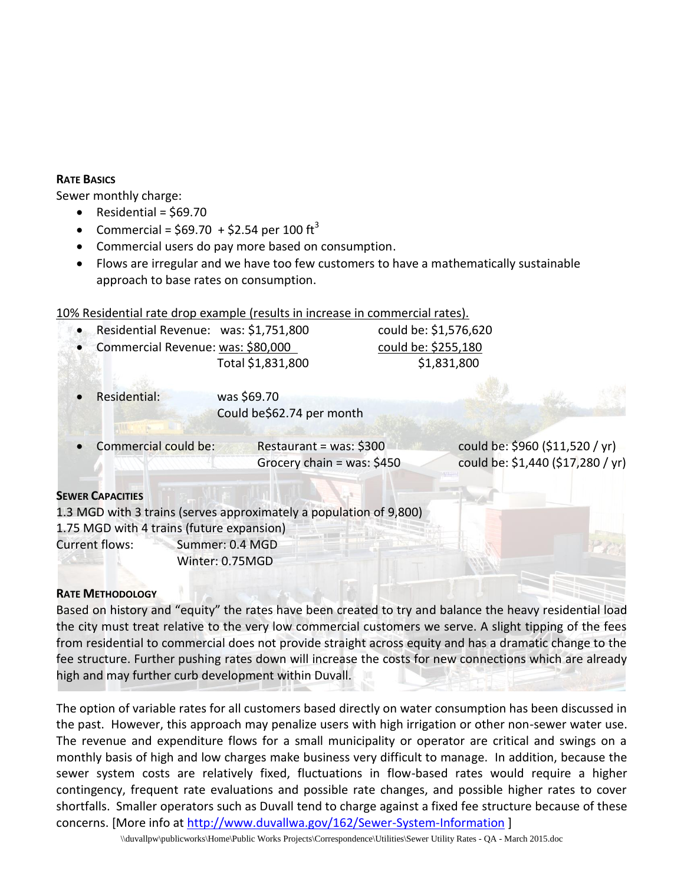**RATE BASICS**

Sewer monthly charge:

- Residential = $69.70
- Commercial = $69.70 + $2.54 per 100 ft$^3$
- Commercial users do pay more based on consumption.
- Flows are irregular and we have too few customers to have a mathematically sustainable approach to base rates on consumption.

10% Residential rate drop example (results in increase in commercial rates).

- Residential Revenue: was: $1,751,800 could be: $1,576,620
- Commercial Revenue: was: $80,000 could be: $255,180

  Total $1,831,800 $1,831,800

- Residential: was $69.70

  Could be$62.74 per month

- Commercial could be: Restaurant = was: $300 could be: $960 ($11,520 / yr)

  Grocery chain = was: $450 could be: $1,440 ($17,280 / yr)

**SEWER CAPACITIES**

1.3 MGD with 3 trains (serves approximately a population of 9,800)
1.75 MGD with 4 trains (future expansion)
Current flows: Summer: 0.4 MGD
Winter: 0.75MGD

**RATE METHODOLOGY**

Based on history and "equity" the rates have been created to try and balance the heavy residential load the city must treat relative to the very low commercial customers we serve. A slight tipping of the fees from residential to commercial does not provide straight across equity and has a dramatic change to the fee structure. Further pushing rates down will increase the costs for new connections which are already high and may further curb development within Duvall.

The option of variable rates for all customers based directly on water consumption has been discussed in the past. However, this approach may penalize users with high irrigation or other non-sewer water use. The revenue and expenditure flows for a small municipality or operator are critical and swings on a monthly basis of high and low charges make business very difficult to manage. In addition, because the sewer system costs are relatively fixed, fluctuations in flow-based rates would require a higher contingency, frequent rate evaluations and possible rate changes, and possible higher rates to cover shortfalls. Smaller operators such as Duvall tend to charge against a fixed fee structure because of these concerns. [More info at http://www.duvallwa.gov/162/Sewer-System-Information ]

\\duvallpw\publicworks\Home\Public Works Projects\Correspondence\Utilities\Sewer Utility Rates - QA - March 2015.doc